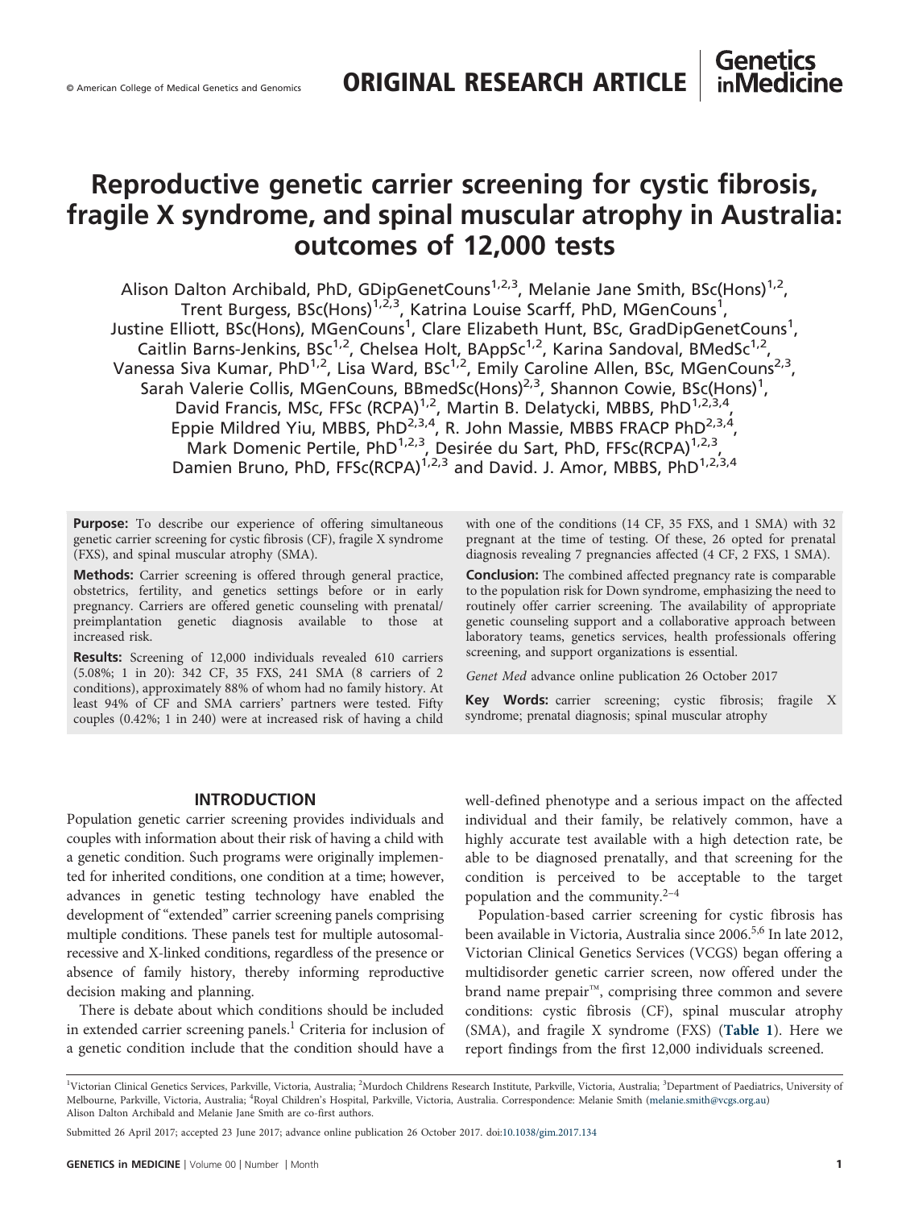# Reproductive genetic carrier screening for cystic fibrosis, fragile X syndrome, and spinal muscular atrophy in Australia: outcomes of 12,000 tests

Alison Dalton Archibald, PhD, GDipGenetCouns[1,2,3], Melanie Jane Smith, BSc(Hons)[1,2], Trent Burgess, BSc(Hons)[1,2,3], Katrina Louise Scarff, PhD, MGenCouns[1], Justine Elliott, BSc(Hons), MGenCouns[1], Clare Elizabeth Hunt, BSc, GradDipGenetCouns[1], Caitlin Barns-Jenkins, BSc[1,2], Chelsea Holt, BAppSc[1,2], Karina Sandoval, BMedSc[1,2], Vanessa Siva Kumar, PhD[1,2], Lisa Ward, BSc[1,2], Emily Caroline Allen, BSc, MGenCouns[2,3], Sarah Valerie Collis, MGenCouns, BBmedSc(Hons)[2,3], Shannon Cowie, BSc(Hons)[1], David Francis, MSc, FFSc (RCPA)[1,2], Martin B. Delatycki, MBBS, PhD[1,2,3,4], Eppie Mildred Yiu, MBBS, PhD[2,3,4], R. John Massie, MBBS FRACP PhD[2,3,4], Mark Domenic Pertile, PhD[1,2,3], Desirée du Sart, PhD, FFSc(RCPA)[1,2,3], Damien Bruno, PhD, FFSc(RCPA)[1,2,3] and David. J. Amor, MBBS, PhD[1,2,3,4]

**Purpose:** To describe our experience of offering simultaneous genetic carrier screening for cystic fibrosis (CF), fragile X syndrome (FXS), and spinal muscular atrophy (SMA).

**Methods:** Carrier screening is offered through general practice, obstetrics, fertility, and genetics settings before or in early pregnancy. Carriers are offered genetic counseling with prenatal/preimplantation genetic diagnosis available to those at increased risk.

**Results:** Screening of 12,000 individuals revealed 610 carriers (5.08%; 1 in 20): 342 CF, 35 FXS, 241 SMA (8 carriers of 2 conditions), approximately 88% of whom had no family history. At least 94% of CF and SMA carriers' partners were tested. Fifty couples (0.42%; 1 in 240) were at increased risk of having a child with one of the conditions (14 CF, 35 FXS, and 1 SMA) with 32 pregnant at the time of testing. Of these, 26 opted for prenatal diagnosis revealing 7 pregnancies affected (4 CF, 2 FXS, 1 SMA).

**Conclusion:** The combined affected pregnancy rate is comparable to the population risk for Down syndrome, emphasizing the need to routinely offer carrier screening. The availability of appropriate genetic counseling support and a collaborative approach between laboratory teams, genetics services, health professionals offering screening, and support organizations is essential.

*Genet Med* advance online publication 26 October 2017

**Key Words:** carrier screening; cystic fibrosis; fragile X syndrome; prenatal diagnosis; spinal muscular atrophy

## INTRODUCTION

Population genetic carrier screening provides individuals and couples with information about their risk of having a child with a genetic condition. Such programs were originally implemented for inherited conditions, one condition at a time; however, advances in genetic testing technology have enabled the development of "extended" carrier screening panels comprising multiple conditions. These panels test for multiple autosomal-recessive and X-linked conditions, regardless of the presence or absence of family history, thereby informing reproductive decision making and planning.

There is debate about which conditions should be included in extended carrier screening panels.[1] Criteria for inclusion of a genetic condition include that the condition should have a well-defined phenotype and a serious impact on the affected individual and their family, be relatively common, have a highly accurate test available with a high detection rate, be able to be diagnosed prenatally, and that screening for the condition is perceived to be acceptable to the target population and the community.[2–4]

Population-based carrier screening for cystic fibrosis has been available in Victoria, Australia since 2006.[5,6] In late 2012, Victorian Clinical Genetics Services (VCGS) began offering a multidisorder genetic carrier screen, now offered under the brand name prepair™, comprising three common and severe conditions: cystic fibrosis (CF), spinal muscular atrophy (SMA), and fragile X syndrome (FXS) (**Table 1**). Here we report findings from the first 12,000 individuals screened.

[1]Victorian Clinical Genetics Services, Parkville, Victoria, Australia; [2]Murdoch Childrens Research Institute, Parkville, Victoria, Australia; [3]Department of Paediatrics, University of Melbourne, Parkville, Victoria, Australia; [4]Royal Children's Hospital, Parkville, Victoria, Australia. Correspondence: Melanie Smith (melanie.smith@vcgs.org.au)
Alison Dalton Archibald and Melanie Jane Smith are co-first authors.

Submitted 26 April 2017; accepted 23 June 2017; advance online publication 26 October 2017. doi:10.1038/gim.2017.134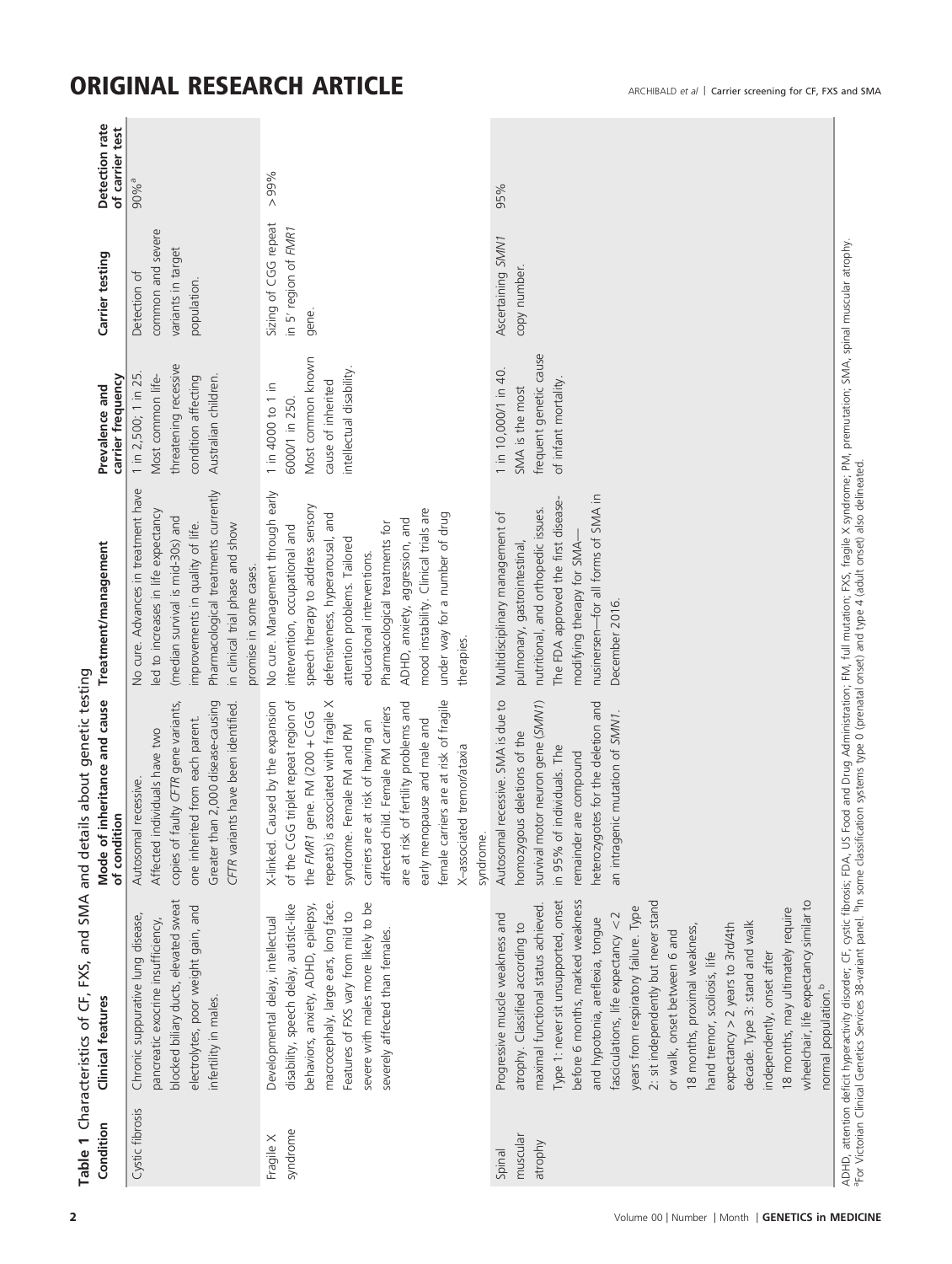**Table 1** Characteristics of CF, FXS, and SMA and details about genetic testing

| Condition | Clinical features | Mode of inheritance and cause of condition | Treatment/management | Prevalence and carrier frequency | Carrier testing | Detection rate of carrier test |
|---|---|---|---|---|---|---|
| Cystic fibrosis | Chronic suppurative lung disease, pancreatic exocrine insufficiency, blocked biliary ducts, elevated sweat electrolytes, poor weight gain, and infertility in males. | Autosomal recessive. Affected individuals have two copies of faulty *CFTR* gene variants, one inherited from each parent. Greater than 2,000 disease-causing *CFTR* variants have been identified. | No cure. Advances in treatment have led to increases in life expectancy (median survival is mid-30s) and improvements in quality of life. Pharmacological treatments currently in clinical trial phase and show promise in some cases. | 1 in 2,500; 1 in 25. Most common life-threatening recessive condition affecting Australian children. | Detection of common and severe variants in target population. | 90%[a] |
| Fragile X syndrome | Developmental delay, intellectual disability, speech delay, autistic-like behaviors, anxiety, ADHD, epilepsy, macrocephaly, large ears, long face. Features of FXS vary from mild to severe with males more likely to be severely affected than females. | X-linked. Caused by the expansion of the CGG triplet repeat region of the *FMR1* gene. FM (200 + CGG repeats) is associated with fragile X syndrome. Female FM and PM carriers are at risk of having an affected child. Female PM carriers are at risk of fertility problems and early menopause and male and female carriers are at risk of fragile X–associated tremor/ataxia syndrome. | No cure. Management through early intervention, occupational and speech therapy to address sensory defensiveness, hyperarousal, and attention problems. Tailored educational interventions. Pharmacological treatments for ADHD, anxiety, aggression, and mood instability. Clinical trials are under way for a number of drug therapies. | 1 in 4000 to 1 in 6000/1 in 250. Most common known cause of inherited intellectual disability. | Sizing of CGG repeat in 5′ region of *FMR1* gene. | >99% |
| Spinal muscular atrophy | Progressive muscle weakness and atrophy. Classified according to maximal functional status achieved. Type 1: never sit unsupported, onset before 6 months, marked weakness and hypotonia, areflexia, tongue fasciculations, life expectancy <2 years from respiratory failure. Type 2: sit independently but never stand or walk, onset between 6 and 18 months, proximal weakness, hand tremor, scoliosis, life expectancy >2 years to 3rd/4th decade. Type 3: stand and walk independently, onset after 18 months, may ultimately require wheelchair, life expectancy similar to normal population.[b] | Autosomal recessive. SMA is due to homozygous deletions of the survival motor neuron gene (*SMN1*) in 95% of individuals. The remainder are compound heterozygotes for the deletion and an intragenic mutation of *SMN1*. | Multidisciplinary management of pulmonary, gastrointestinal, nutritional, and orthopedic issues. The FDA approved the first disease-modifying therapy for SMA—nusinersen—for all forms of SMA in December 2016. | 1 in 10,000/1 in 40. SMA is the most frequent genetic cause of infant mortality. | Ascertaining *SMN1* copy number. | 95% |

ADHD, attention deficit hyperactivity disorder; CF, cystic fibrosis; FDA, US Food and Drug Administration; FM, full mutation; FXS, fragile X syndrome; PM, premutation; SMA, spinal muscular atrophy.
[a]For Victorian Clinical Genetics Services 38-variant panel. [b]In some classification systems type 0 (prenatal onset) and type 4 (adult onset) also delineated.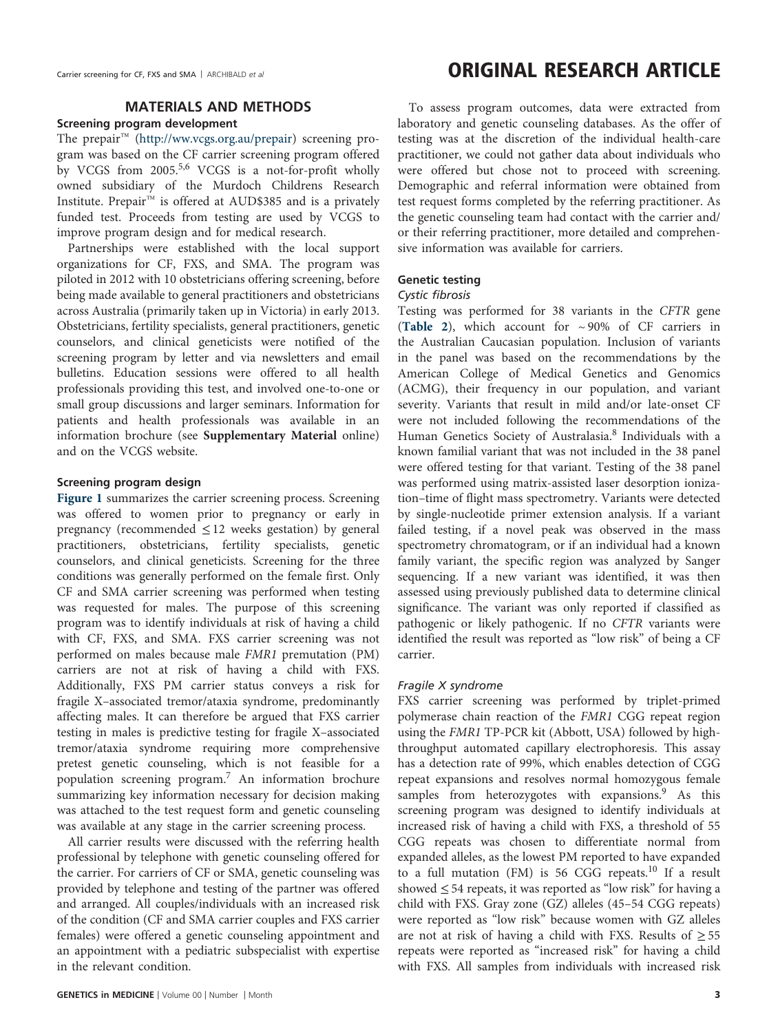## MATERIALS AND METHODS

### Screening program development

The prepair™ (http://ww.vcgs.org.au/prepair) screening program was based on the CF carrier screening program offered by VCGS from 2005.[5,6] VCGS is a not-for-profit wholly owned subsidiary of the Murdoch Childrens Research Institute. Prepair™ is offered at AUD$385 and is a privately funded test. Proceeds from testing are used by VCGS to improve program design and for medical research.

Partnerships were established with the local support organizations for CF, FXS, and SMA. The program was piloted in 2012 with 10 obstetricians offering screening, before being made available to general practitioners and obstetricians across Australia (primarily taken up in Victoria) in early 2013. Obstetricians, fertility specialists, general practitioners, genetic counselors, and clinical geneticists were notified of the screening program by letter and via newsletters and email bulletins. Education sessions were offered to all health professionals providing this test, and involved one-to-one or small group discussions and larger seminars. Information for patients and health professionals was available in an information brochure (see **Supplementary Material** online) and on the VCGS website.

### Screening program design

**Figure 1** summarizes the carrier screening process. Screening was offered to women prior to pregnancy or early in pregnancy (recommended ≤12 weeks gestation) by general practitioners, obstetricians, fertility specialists, genetic counselors, and clinical geneticists. Screening for the three conditions was generally performed on the female first. Only CF and SMA carrier screening was performed when testing was requested for males. The purpose of this screening program was to identify individuals at risk of having a child with CF, FXS, and SMA. FXS carrier screening was not performed on males because male *FMR1* premutation (PM) carriers are not at risk of having a child with FXS. Additionally, FXS PM carrier status conveys a risk for fragile X–associated tremor/ataxia syndrome, predominantly affecting males. It can therefore be argued that FXS carrier testing in males is predictive testing for fragile X–associated tremor/ataxia syndrome requiring more comprehensive pretest genetic counseling, which is not feasible for a population screening program.[7] An information brochure summarizing key information necessary for decision making was attached to the test request form and genetic counseling was available at any stage in the carrier screening process.

All carrier results were discussed with the referring health professional by telephone with genetic counseling offered for the carrier. For carriers of CF or SMA, genetic counseling was provided by telephone and testing of the partner was offered and arranged. All couples/individuals with an increased risk of the condition (CF and SMA carrier couples and FXS carrier females) were offered a genetic counseling appointment and an appointment with a pediatric subspecialist with expertise in the relevant condition.

To assess program outcomes, data were extracted from laboratory and genetic counseling databases. As the offer of testing was at the discretion of the individual health-care practitioner, we could not gather data about individuals who were offered but chose not to proceed with screening. Demographic and referral information were obtained from test request forms completed by the referring practitioner. As the genetic counseling team had contact with the carrier and/or their referring practitioner, more detailed and comprehensive information was available for carriers.

### Genetic testing

#### *Cystic fibrosis*

Testing was performed for 38 variants in the *CFTR* gene (**Table 2**), which account for ~90% of CF carriers in the Australian Caucasian population. Inclusion of variants in the panel was based on the recommendations by the American College of Medical Genetics and Genomics (ACMG), their frequency in our population, and variant severity. Variants that result in mild and/or late-onset CF were not included following the recommendations of the Human Genetics Society of Australasia.[8] Individuals with a known familial variant that was not included in the 38 panel were offered testing for that variant. Testing of the 38 panel was performed using matrix-assisted laser desorption ionization–time of flight mass spectrometry. Variants were detected by single-nucleotide primer extension analysis. If a variant failed testing, if a novel peak was observed in the mass spectrometry chromatogram, or if an individual had a known family variant, the specific region was analyzed by Sanger sequencing. If a new variant was identified, it was then assessed using previously published data to determine clinical significance. The variant was only reported if classified as pathogenic or likely pathogenic. If no *CFTR* variants were identified the result was reported as "low risk" of being a CF carrier.

#### *Fragile X syndrome*

FXS carrier screening was performed by triplet-primed polymerase chain reaction of the *FMR1* CGG repeat region using the *FMR1* TP-PCR kit (Abbott, USA) followed by high-throughput automated capillary electrophoresis. This assay has a detection rate of 99%, which enables detection of CGG repeat expansions and resolves normal homozygous female samples from heterozygotes with expansions.[9] As this screening program was designed to identify individuals at increased risk of having a child with FXS, a threshold of 55 CGG repeats was chosen to differentiate normal from expanded alleles, as the lowest PM reported to have expanded to a full mutation (FM) is 56 CGG repeats.[10] If a result showed ≤54 repeats, it was reported as "low risk" for having a child with FXS. Gray zone (GZ) alleles (45–54 CGG repeats) were reported as "low risk" because women with GZ alleles are not at risk of having a child with FXS. Results of ≥55 repeats were reported as "increased risk" for having a child with FXS. All samples from individuals with increased risk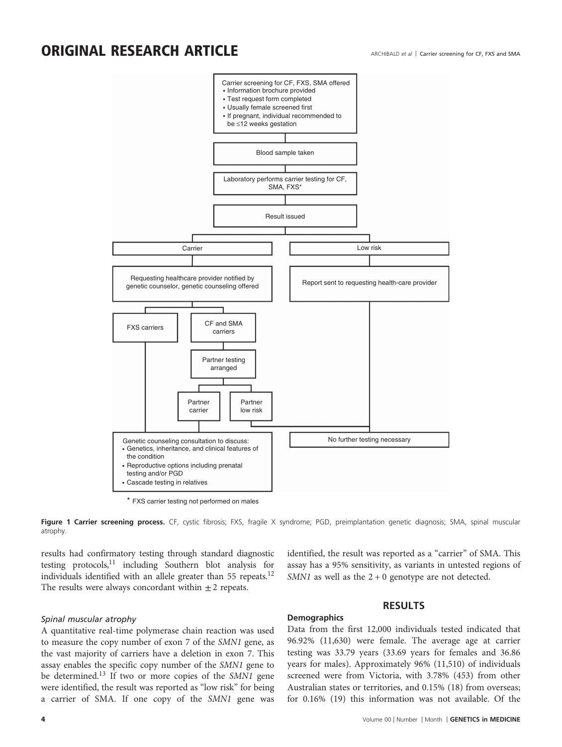Carrier screening for CF, FXS, SMA offered
- Information brochure provided
- Test request form completed
- Usually female screened first
- If pregnant, individual recommended to be ≤12 weeks gestation

Blood sample taken

Laboratory performs carrier testing for CF, SMA, FXS*

Result issued

Carrier → Requesting healthcare provider notified by genetic counselor, genetic counseling offered

Low risk → Report sent to requesting health-care provider

FXS carriers

CF and SMA carriers → Partner testing arranged → Partner carrier / Partner low risk

Genetic counseling consultation to discuss:
- Genetics, inheritance, and clinical features of the condition
- Reproductive options including prenatal testing and/or PGD
- Cascade testing in relatives

No further testing necessary

\* FXS carrier testing not performed on males

**Figure 1 Carrier screening process.** CF, cystic fibrosis; FXS, fragile X syndrome; PGD, preimplantation genetic diagnosis; SMA, spinal muscular atrophy.

results had confirmatory testing through standard diagnostic testing protocols,[11] including Southern blot analysis for individuals identified with an allele greater than 55 repeats.[12] The results were always concordant within ±2 repeats.

*Spinal muscular atrophy*

A quantitative real-time polymerase chain reaction was used to measure the copy number of exon 7 of the *SMN1* gene, as the vast majority of carriers have a deletion in exon 7. This assay enables the specific copy number of the *SMN1* gene to be determined.[13] If two or more copies of the *SMN1* gene were identified, the result was reported as "low risk" for being a carrier of SMA. If one copy of the *SMN1* gene was identified, the result was reported as a "carrier" of SMA. This assay has a 95% sensitivity, as variants in untested regions of *SMN1* as well as the 2 + 0 genotype are not detected.

## RESULTS

### Demographics

Data from the first 12,000 individuals tested indicated that 96.92% (11,630) were female. The average age at carrier testing was 33.79 years (33.69 years for females and 36.86 years for males). Approximately 96% (11,510) of individuals screened were from Victoria, with 3.78% (453) from other Australian states or territories, and 0.15% (18) from overseas; for 0.16% (19) this information was not available. Of the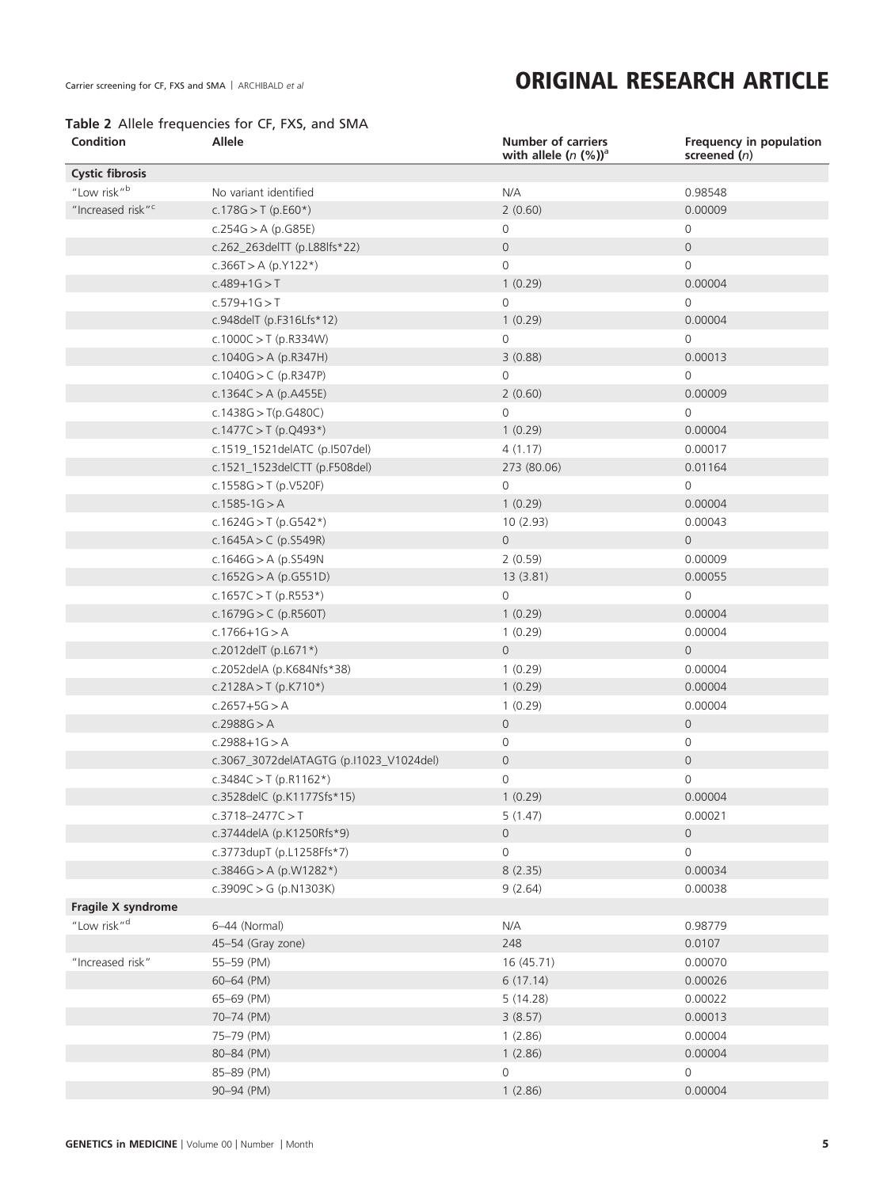**Table 2** Allele frequencies for CF, FXS, and SMA

| Condition | Allele | Number of carriers with allele (*n* (%))[a] | Frequency in population screened (*n*) |
|---|---|---|---|
| **Cystic fibrosis** | | | |
| "Low risk"[b] | No variant identified | N/A | 0.98548 |
| "Increased risk"[c] | c.178G > T (p.E60*) | 2 (0.60) | 0.00009 |
| | c.254G > A (p.G85E) | 0 | 0 |
| | c.262_263delTT (p.L88lfs*22) | 0 | 0 |
| | c.366T > A (p.Y122*) | 0 | 0 |
| | c.489+1G > T | 1 (0.29) | 0.00004 |
| | c.579+1G > T | 0 | 0 |
| | c.948delT (p.F316Lfs*12) | 1 (0.29) | 0.00004 |
| | c.1000C > T (p.R334W) | 0 | 0 |
| | c.1040G > A (p.R347H) | 3 (0.88) | 0.00013 |
| | c.1040G > C (p.R347P) | 0 | 0 |
| | c.1364C > A (p.A455E) | 2 (0.60) | 0.00009 |
| | c.1438G > T(p.G480C) | 0 | 0 |
| | c.1477C > T (p.Q493*) | 1 (0.29) | 0.00004 |
| | c.1519_1521delATC (p.I507del) | 4 (1.17) | 0.00017 |
| | c.1521_1523delCTT (p.F508del) | 273 (80.06) | 0.01164 |
| | c.1558G > T (p.V520F) | 0 | 0 |
| | c.1585-1G > A | 1 (0.29) | 0.00004 |
| | c.1624G > T (p.G542*) | 10 (2.93) | 0.00043 |
| | c.1645A > C (p.S549R) | 0 | 0 |
| | c.1646G > A (p.S549N | 2 (0.59) | 0.00009 |
| | c.1652G > A (p.G551D) | 13 (3.81) | 0.00055 |
| | c.1657C > T (p.R553*) | 0 | 0 |
| | c.1679G > C (p.R560T) | 1 (0.29) | 0.00004 |
| | c.1766+1G > A | 1 (0.29) | 0.00004 |
| | c.2012delT (p.L671*) | 0 | 0 |
| | c.2052delA (p.K684Nfs*38) | 1 (0.29) | 0.00004 |
| | c.2128A > T (p.K710*) | 1 (0.29) | 0.00004 |
| | c.2657+5G > A | 1 (0.29) | 0.00004 |
| | c.2988G > A | 0 | 0 |
| | c.2988+1G > A | 0 | 0 |
| | c.3067_3072delATAGTG (p.I1023_V1024del) | 0 | 0 |
| | c.3484C > T (p.R1162*) | 0 | 0 |
| | c.3528delC (p.K1177Sfs*15) | 1 (0.29) | 0.00004 |
| | c.3718–2477C > T | 5 (1.47) | 0.00021 |
| | c.3744delA (p.K1250Rfs*9) | 0 | 0 |
| | c.3773dupT (p.L1258Ffs*7) | 0 | 0 |
| | c.3846G > A (p.W1282*) | 8 (2.35) | 0.00034 |
| | c.3909C > G (p.N1303K) | 9 (2.64) | 0.00038 |
| **Fragile X syndrome** | | | |
| "Low risk"[d] | 6–44 (Normal) | N/A | 0.98779 |
| | 45–54 (Gray zone) | 248 | 0.0107 |
| "Increased risk" | 55–59 (PM) | 16 (45.71) | 0.00070 |
| | 60–64 (PM) | 6 (17.14) | 0.00026 |
| | 65–69 (PM) | 5 (14.28) | 0.00022 |
| | 70–74 (PM) | 3 (8.57) | 0.00013 |
| | 75–79 (PM) | 1 (2.86) | 0.00004 |
| | 80–84 (PM) | 1 (2.86) | 0.00004 |
| | 85–89 (PM) | 0 | 0 |
| | 90–94 (PM) | 1 (2.86) | 0.00004 |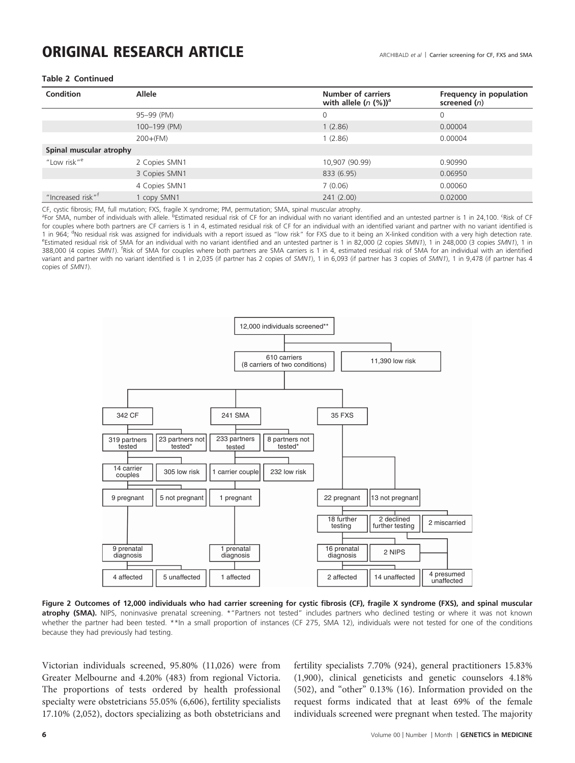**Table 2 Continued**

| Condition | Allele | Number of carriers with allele ($n$ (%))[a] | Frequency in population screened ($n$) |
|---|---|---|---|
| | 95–99 (PM) | 0 | 0 |
| | 100–199 (PM) | 1 (2.86) | 0.00004 |
| | 200+(FM) | 1 (2.86) | 0.00004 |
| **Spinal muscular atrophy** | | | |
| "Low risk"[e] | 2 Copies SMN1 | 10,907 (90.99) | 0.90990 |
| | 3 Copies SMN1 | 833 (6.95) | 0.06950 |
| | 4 Copies SMN1 | 7 (0.06) | 0.00060 |
| "Increased risk"[f] | 1 copy SMN1 | 241 (2.00) | 0.02000 |

CF, cystic fibrosis; FM, full mutation; FXS, fragile X syndrome; PM, permutation; SMA, spinal muscular atrophy.
[a]For SMA, number of individuals with allele. [b]Estimated residual risk of CF for an individual with no variant identified and an untested partner is 1 in 24,100. [c]Risk of CF for couples where both partners are CF carriers is 1 in 4, estimated residual risk of CF for an individual with an identified variant and partner with no variant identified is 1 in 964; [d]No residual risk was assigned for individuals with a report issued as "low risk" for FXS due to it being an X-linked condition with a very high detection rate. [e]Estimated residual risk of SMA for an individual with no variant identified and an untested partner is 1 in 82,000 (2 copies *SMN1*), 1 in 248,000 (3 copies *SMN1*), 1 in 388,000 (4 copies *SMN1*). [f]Risk of SMA for couples where both partners are SMA carriers is 1 in 4, estimated residual risk of SMA for an individual with an identified variant and partner with no variant identified is 1 in 2,035 (if partner has 2 copies of *SMN1*), 1 in 6,093 (if partner has 3 copies of *SMN1*), 1 in 9,478 (if partner has 4 copies of *SMN1*).

```
12,000 individuals screened**
├── 610 carriers (8 carriers of two conditions)
│   ├── 342 CF
│   │   ├── 319 partners tested
│   │   │   ├── 14 carrier couples
│   │   │   │   ├── 9 pregnant
│   │   │   │   │   └── 9 prenatal diagnosis
│   │   │   │   │       ├── 4 affected
│   │   │   │   │       └── 5 unaffected
│   │   │   │   └── 5 not pregnant
│   │   │   └── 305 low risk
│   │   └── 23 partners not tested*
│   ├── 241 SMA
│   │   ├── 233 partners tested
│   │   │   ├── 1 carrier couple
│   │   │   │   └── 1 pregnant
│   │   │   │       └── 1 prenatal diagnosis
│   │   │   │           └── 1 affected
│   │   │   └── 232 low risk
│   │   └── 8 partners not tested*
│   └── 35 FXS
│       ├── 22 pregnant
│       │   ├── 18 further testing
│       │   │   ├── 16 prenatal diagnosis
│       │   │   │   ├── 2 affected
│       │   │   │   └── 14 unaffected
│       │   │   └── 2 NIPS
│       │   │       └── 4 presumed unaffected
│       │   ├── 2 declined further testing
│       │   │   └── 4 presumed unaffected
│       │   └── 2 miscarried
│       └── 13 not pregnant
└── 11,390 low risk
```

**Figure 2 Outcomes of 12,000 individuals who had carrier screening for cystic fibrosis (CF), fragile X syndrome (FXS), and spinal muscular atrophy (SMA).** NIPS, noninvasive prenatal screening. *"Partners not tested" includes partners who declined testing or where it was not known whether the partner had been tested. **In a small proportion of instances (CF 275, SMA 12), individuals were not tested for one of the conditions because they had previously had testing.

Victorian individuals screened, 95.80% (11,026) were from Greater Melbourne and 4.20% (483) from regional Victoria. The proportions of tests ordered by health professional specialty were obstetricians 55.05% (6,606), fertility specialists 17.10% (2,052), doctors specializing as both obstetricians and fertility specialists 7.70% (924), general practitioners 15.83% (1,900), clinical geneticists and genetic counselors 4.18% (502), and "other" 0.13% (16). Information provided on the request forms indicated that at least 69% of the female individuals screened were pregnant when tested. The majority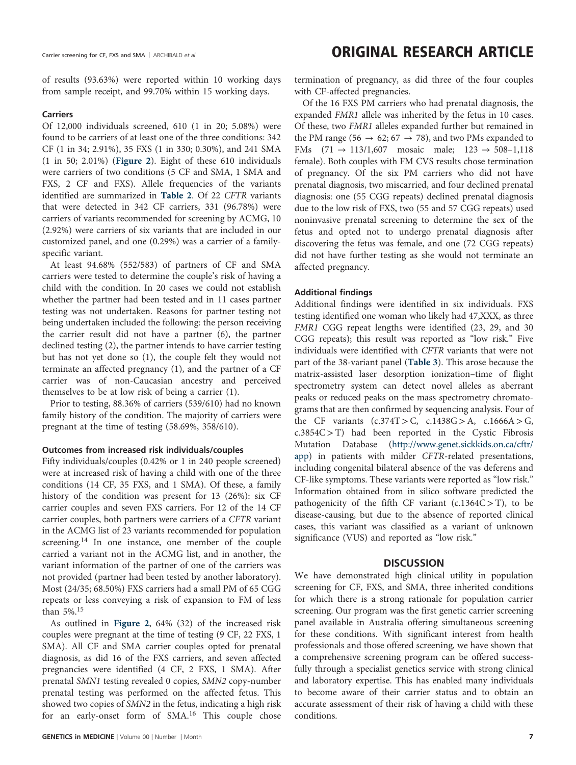of results (93.63%) were reported within 10 working days from sample receipt, and 99.70% within 15 working days.

### Carriers

Of 12,000 individuals screened, 610 (1 in 20; 5.08%) were found to be carriers of at least one of the three conditions: 342 CF (1 in 34; 2.91%), 35 FXS (1 in 330; 0.30%), and 241 SMA (1 in 50; 2.01%) (**Figure 2**). Eight of these 610 individuals were carriers of two conditions (5 CF and SMA, 1 SMA and FXS, 2 CF and FXS). Allele frequencies of the variants identified are summarized in **Table 2**. Of 22 *CFTR* variants that were detected in 342 CF carriers, 331 (96.78%) were carriers of variants recommended for screening by ACMG, 10 (2.92%) were carriers of six variants that are included in our customized panel, and one (0.29%) was a carrier of a family-specific variant.

At least 94.68% (552/583) of partners of CF and SMA carriers were tested to determine the couple's risk of having a child with the condition. In 20 cases we could not establish whether the partner had been tested and in 11 cases partner testing was not undertaken. Reasons for partner testing not being undertaken included the following: the person receiving the carrier result did not have a partner (6), the partner declined testing (2), the partner intends to have carrier testing but has not yet done so (1), the couple felt they would not terminate an affected pregnancy (1), and the partner of a CF carrier was of non-Caucasian ancestry and perceived themselves to be at low risk of being a carrier (1).

Prior to testing, 88.36% of carriers (539/610) had no known family history of the condition. The majority of carriers were pregnant at the time of testing (58.69%, 358/610).

### Outcomes from increased risk individuals/couples

Fifty individuals/couples (0.42% or 1 in 240 people screened) were at increased risk of having a child with one of the three conditions (14 CF, 35 FXS, and 1 SMA). Of these, a family history of the condition was present for 13 (26%): six CF carrier couples and seven FXS carriers. For 12 of the 14 CF carrier couples, both partners were carriers of a *CFTR* variant in the ACMG list of 23 variants recommended for population screening.[14] In one instance, one member of the couple carried a variant not in the ACMG list, and in another, the variant information of the partner of one of the carriers was not provided (partner had been tested by another laboratory). Most (24/35; 68.50%) FXS carriers had a small PM of 65 CGG repeats or less conveying a risk of expansion to FM of less than 5%.[15]

As outlined in **Figure 2**, 64% (32) of the increased risk couples were pregnant at the time of testing (9 CF, 22 FXS, 1 SMA). All CF and SMA carrier couples opted for prenatal diagnosis, as did 16 of the FXS carriers, and seven affected pregnancies were identified (4 CF, 2 FXS, 1 SMA). After prenatal *SMN1* testing revealed 0 copies, *SMN2* copy-number prenatal testing was performed on the affected fetus. This showed two copies of *SMN2* in the fetus, indicating a high risk for an early-onset form of SMA.[16] This couple chose termination of pregnancy, as did three of the four couples with CF-affected pregnancies.

Of the 16 FXS PM carriers who had prenatal diagnosis, the expanded *FMR1* allele was inherited by the fetus in 10 cases. Of these, two *FMR1* alleles expanded further but remained in the PM range (56 → 62; 67 → 78), and two PMs expanded to FMs (71 → 113/1,607 mosaic male; 123 → 508–1,118 female). Both couples with FM CVS results chose termination of pregnancy. Of the six PM carriers who did not have prenatal diagnosis, two miscarried, and four declined prenatal diagnosis: one (55 CGG repeats) declined prenatal diagnosis due to the low risk of FXS, two (55 and 57 CGG repeats) used noninvasive prenatal screening to determine the sex of the fetus and opted not to undergo prenatal diagnosis after discovering the fetus was female, and one (72 CGG repeats) did not have further testing as she would not terminate an affected pregnancy.

### Additional findings

Additional findings were identified in six individuals. FXS testing identified one woman who likely had 47,XXX, as three *FMR1* CGG repeat lengths were identified (23, 29, and 30 CGG repeats); this result was reported as "low risk." Five individuals were identified with *CFTR* variants that were not part of the 38-variant panel (**Table 3**). This arose because the matrix-assisted laser desorption ionization–time of flight spectrometry system can detect novel alleles as aberrant peaks or reduced peaks on the mass spectrometry chromatograms that are then confirmed by sequencing analysis. Four of the CF variants (c.374T>C, c.1438G>A, c.1666A>G, c.3854C>T) had been reported in the Cystic Fibrosis Mutation Database (http://www.genet.sickkids.on.ca/cftr/app) in patients with milder *CFTR*-related presentations, including congenital bilateral absence of the vas deferens and CF-like symptoms. These variants were reported as "low risk." Information obtained from in silico software predicted the pathogenicity of the fifth CF variant (c.1364C>T), to be disease-causing, but due to the absence of reported clinical cases, this variant was classified as a variant of unknown significance (VUS) and reported as "low risk."

## DISCUSSION

We have demonstrated high clinical utility in population screening for CF, FXS, and SMA, three inherited conditions for which there is a strong rationale for population carrier screening. Our program was the first genetic carrier screening panel available in Australia offering simultaneous screening for these conditions. With significant interest from health professionals and those offered screening, we have shown that a comprehensive screening program can be offered successfully through a specialist genetics service with strong clinical and laboratory expertise. This has enabled many individuals to become aware of their carrier status and to obtain an accurate assessment of their risk of having a child with these conditions.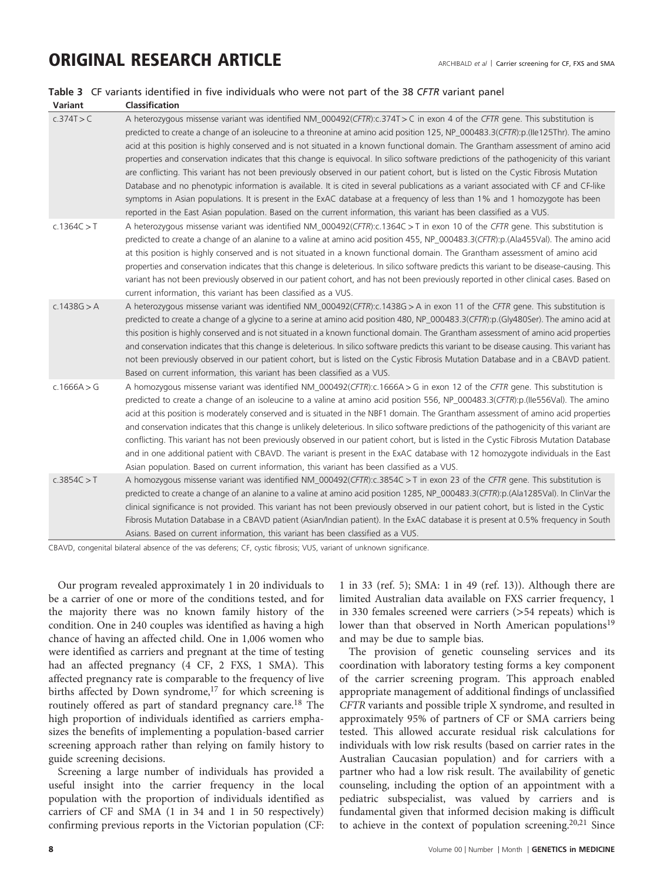**Table 3** CF variants identified in five individuals who were not part of the 38 *CFTR* variant panel

| Variant | Classification |
|---|---|
| c.374T > C | A heterozygous missense variant was identified NM_000492(*CFTR*):c.374T > C in exon 4 of the *CFTR* gene. This substitution is predicted to create a change of an isoleucine to a threonine at amino acid position 125, NP_000483.3(*CFTR*):p.(Ile125Thr). The amino acid at this position is highly conserved and is not situated in a known functional domain. The Grantham assessment of amino acid properties and conservation indicates that this change is equivocal. In silico software predictions of the pathogenicity of this variant are conflicting. This variant has not been previously observed in our patient cohort, but is listed on the Cystic Fibrosis Mutation Database and no phenotypic information is available. It is cited in several publications as a variant associated with CF and CF-like symptoms in Asian populations. It is present in the ExAC database at a frequency of less than 1% and 1 homozygote has been reported in the East Asian population. Based on the current information, this variant has been classified as a VUS. |
| c.1364C > T | A heterozygous missense variant was identified NM_000492(*CFTR*):c.1364C > T in exon 10 of the *CFTR* gene. This substitution is predicted to create a change of an alanine to a valine at amino acid position 455, NP_000483.3(*CFTR*):p.(Ala455Val). The amino acid at this position is highly conserved and is not situated in a known functional domain. The Grantham assessment of amino acid properties and conservation indicates that this change is deleterious. In silico software predicts this variant to be disease-causing. This variant has not been previously observed in our patient cohort, and has not been previously reported in other clinical cases. Based on current information, this variant has been classified as a VUS. |
| c.1438G > A | A heterozygous missense variant was identified NM_000492(*CFTR*):c.1438G > A in exon 11 of the *CFTR* gene. This substitution is predicted to create a change of a glycine to a serine at amino acid position 480, NP_000483.3(*CFTR*):p.(Gly480Ser). The amino acid at this position is highly conserved and is not situated in a known functional domain. The Grantham assessment of amino acid properties and conservation indicates that this change is deleterious. In silico software predicts this variant to be disease causing. This variant has not been previously observed in our patient cohort, but is listed on the Cystic Fibrosis Mutation Database and in a CBAVD patient. Based on current information, this variant has been classified as a VUS. |
| c.1666A > G | A homozygous missense variant was identified NM_000492(*CFTR*):c.1666A > G in exon 12 of the *CFTR* gene. This substitution is predicted to create a change of an isoleucine to a valine at amino acid position 556, NP_000483.3(*CFTR*):p.(Ile556Val). The amino acid at this position is moderately conserved and is situated in the NBF1 domain. The Grantham assessment of amino acid properties and conservation indicates that this change is unlikely deleterious. In silico software predictions of the pathogenicity of this variant are conflicting. This variant has not been previously observed in our patient cohort, but is listed in the Cystic Fibrosis Mutation Database and in one additional patient with CBAVD. The variant is present in the ExAC database with 12 homozygote individuals in the East Asian population. Based on current information, this variant has been classified as a VUS. |
| c.3854C > T | A homozygous missense variant was identified NM_000492(*CFTR*):c.3854C > T in exon 23 of the *CFTR* gene. This substitution is predicted to create a change of an alanine to a valine at amino acid position 1285, NP_000483.3(*CFTR*):p.(Ala1285Val). In ClinVar the clinical significance is not provided. This variant has not been previously observed in our patient cohort, but is listed in the Cystic Fibrosis Mutation Database in a CBAVD patient (Asian/Indian patient). In the ExAC database it is present at 0.5% frequency in South Asians. Based on current information, this variant has been classified as a VUS. |

CBAVD, congenital bilateral absence of the vas deferens; CF, cystic fibrosis; VUS, variant of unknown significance.

Our program revealed approximately 1 in 20 individuals to be a carrier of one or more of the conditions tested, and for the majority there was no known family history of the condition. One in 240 couples was identified as having a high chance of having an affected child. One in 1,006 women who were identified as carriers and pregnant at the time of testing had an affected pregnancy (4 CF, 2 FXS, 1 SMA). This affected pregnancy rate is comparable to the frequency of live births affected by Down syndrome,[17] for which screening is routinely offered as part of standard pregnancy care.[18] The high proportion of individuals identified as carriers emphasizes the benefits of implementing a population-based carrier screening approach rather than relying on family history to guide screening decisions.

Screening a large number of individuals has provided a useful insight into the carrier frequency in the local population with the proportion of individuals identified as carriers of CF and SMA (1 in 34 and 1 in 50 respectively) confirming previous reports in the Victorian population (CF: 1 in 33 (ref. 5); SMA: 1 in 49 (ref. 13)). Although there are limited Australian data available on FXS carrier frequency, 1 in 330 females screened were carriers (>54 repeats) which is lower than that observed in North American populations[19] and may be due to sample bias.

The provision of genetic counseling services and its coordination with laboratory testing forms a key component of the carrier screening program. This approach enabled appropriate management of additional findings of unclassified *CFTR* variants and possible triple X syndrome, and resulted in approximately 95% of partners of CF or SMA carriers being tested. This allowed accurate residual risk calculations for individuals with low risk results (based on carrier rates in the Australian Caucasian population) and for carriers with a partner who had a low risk result. The availability of genetic counseling, including the option of an appointment with a pediatric subspecialist, was valued by carriers and is fundamental given that informed decision making is difficult to achieve in the context of population screening.[20,21] Since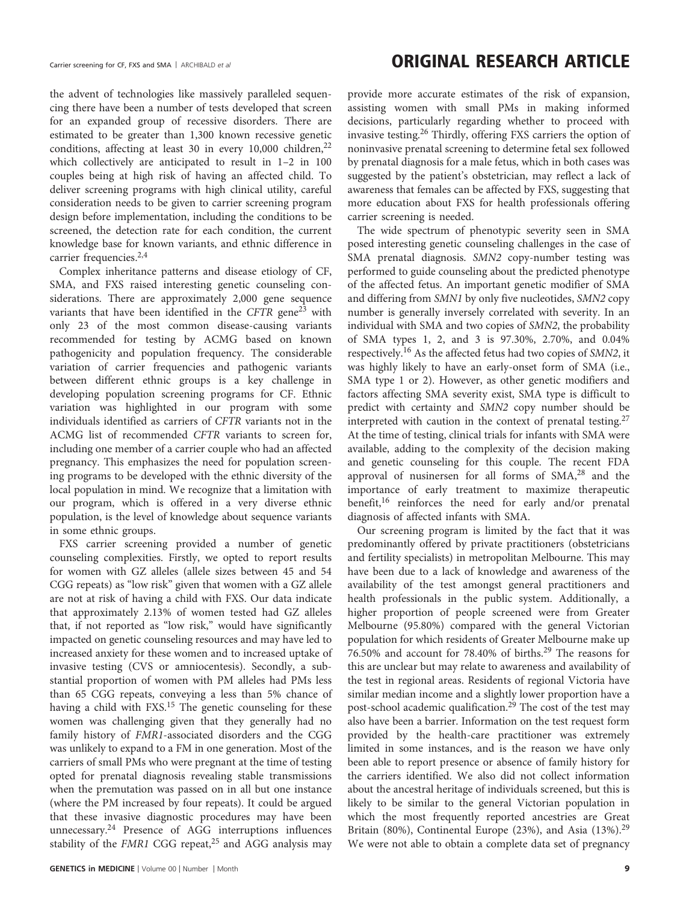the advent of technologies like massively paralleled sequencing there have been a number of tests developed that screen for an expanded group of recessive disorders. There are estimated to be greater than 1,300 known recessive genetic conditions, affecting at least 30 in every 10,000 children,[22] which collectively are anticipated to result in 1–2 in 100 couples being at high risk of having an affected child. To deliver screening programs with high clinical utility, careful consideration needs to be given to carrier screening program design before implementation, including the conditions to be screened, the detection rate for each condition, the current knowledge base for known variants, and ethnic difference in carrier frequencies.[2,4]

Complex inheritance patterns and disease etiology of CF, SMA, and FXS raised interesting genetic counseling considerations. There are approximately 2,000 gene sequence variants that have been identified in the *CFTR* gene[23] with only 23 of the most common disease-causing variants recommended for testing by ACMG based on known pathogenicity and population frequency. The considerable variation of carrier frequencies and pathogenic variants between different ethnic groups is a key challenge in developing population screening programs for CF. Ethnic variation was highlighted in our program with some individuals identified as carriers of *CFTR* variants not in the ACMG list of recommended *CFTR* variants to screen for, including one member of a carrier couple who had an affected pregnancy. This emphasizes the need for population screening programs to be developed with the ethnic diversity of the local population in mind. We recognize that a limitation with our program, which is offered in a very diverse ethnic population, is the level of knowledge about sequence variants in some ethnic groups.

FXS carrier screening provided a number of genetic counseling complexities. Firstly, we opted to report results for women with GZ alleles (allele sizes between 45 and 54 CGG repeats) as "low risk" given that women with a GZ allele are not at risk of having a child with FXS. Our data indicate that approximately 2.13% of women tested had GZ alleles that, if not reported as "low risk," would have significantly impacted on genetic counseling resources and may have led to increased anxiety for these women and to increased uptake of invasive testing (CVS or amniocentesis). Secondly, a substantial proportion of women with PM alleles had PMs less than 65 CGG repeats, conveying a less than 5% chance of having a child with FXS.[15] The genetic counseling for these women was challenging given that they generally had no family history of *FMR1*-associated disorders and the CGG was unlikely to expand to a FM in one generation. Most of the carriers of small PMs who were pregnant at the time of testing opted for prenatal diagnosis revealing stable transmissions when the premutation was passed on in all but one instance (where the PM increased by four repeats). It could be argued that these invasive diagnostic procedures may have been unnecessary.[24] Presence of AGG interruptions influences stability of the *FMR1* CGG repeat,[25] and AGG analysis may provide more accurate estimates of the risk of expansion, assisting women with small PMs in making informed decisions, particularly regarding whether to proceed with invasive testing.[26] Thirdly, offering FXS carriers the option of noninvasive prenatal screening to determine fetal sex followed by prenatal diagnosis for a male fetus, which in both cases was suggested by the patient's obstetrician, may reflect a lack of awareness that females can be affected by FXS, suggesting that more education about FXS for health professionals offering carrier screening is needed.

The wide spectrum of phenotypic severity seen in SMA posed interesting genetic counseling challenges in the case of SMA prenatal diagnosis. *SMN2* copy-number testing was performed to guide counseling about the predicted phenotype of the affected fetus. An important genetic modifier of SMA and differing from *SMN1* by only five nucleotides, *SMN2* copy number is generally inversely correlated with severity. In an individual with SMA and two copies of *SMN2*, the probability of SMA types 1, 2, and 3 is 97.30%, 2.70%, and 0.04% respectively.[16] As the affected fetus had two copies of *SMN2*, it was highly likely to have an early-onset form of SMA (i.e., SMA type 1 or 2). However, as other genetic modifiers and factors affecting SMA severity exist, SMA type is difficult to predict with certainty and *SMN2* copy number should be interpreted with caution in the context of prenatal testing.[27] At the time of testing, clinical trials for infants with SMA were available, adding to the complexity of the decision making and genetic counseling for this couple. The recent FDA approval of nusinersen for all forms of SMA,[28] and the importance of early treatment to maximize therapeutic benefit,[16] reinforces the need for early and/or prenatal diagnosis of affected infants with SMA.

Our screening program is limited by the fact that it was predominantly offered by private practitioners (obstetricians and fertility specialists) in metropolitan Melbourne. This may have been due to a lack of knowledge and awareness of the availability of the test amongst general practitioners and health professionals in the public system. Additionally, a higher proportion of people screened were from Greater Melbourne (95.80%) compared with the general Victorian population for which residents of Greater Melbourne make up 76.50% and account for 78.40% of births.[29] The reasons for this are unclear but may relate to awareness and availability of the test in regional areas. Residents of regional Victoria have similar median income and a slightly lower proportion have a post-school academic qualification.[29] The cost of the test may also have been a barrier. Information on the test request form provided by the health-care practitioner was extremely limited in some instances, and is the reason we have only been able to report presence or absence of family history for the carriers identified. We also did not collect information about the ancestral heritage of individuals screened, but this is likely to be similar to the general Victorian population in which the most frequently reported ancestries are Great Britain (80%), Continental Europe (23%), and Asia (13%).[29] We were not able to obtain a complete data set of pregnancy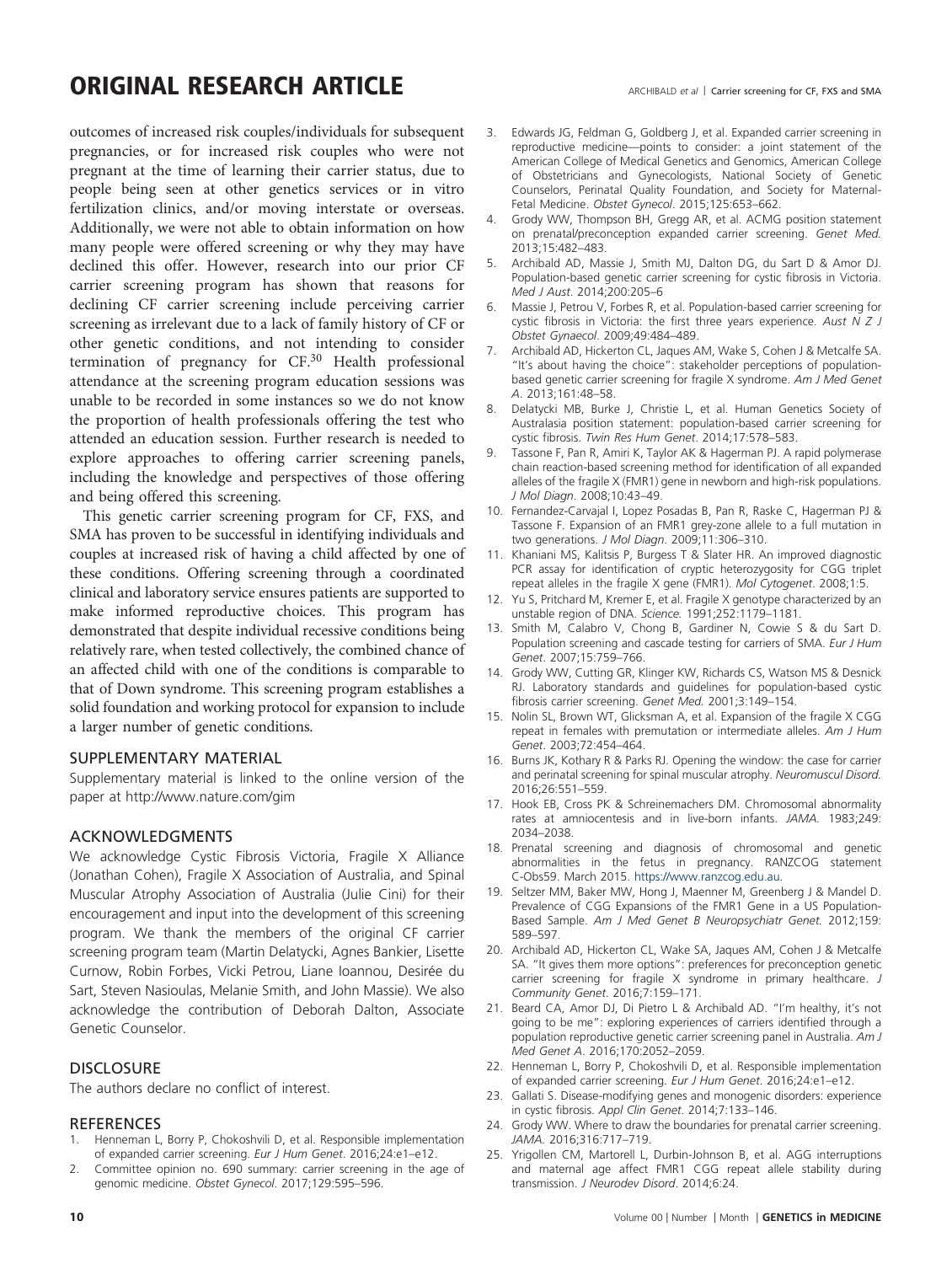outcomes of increased risk couples/individuals for subsequent pregnancies, or for increased risk couples who were not pregnant at the time of learning their carrier status, due to people being seen at other genetics services or in vitro fertilization clinics, and/or moving interstate or overseas. Additionally, we were not able to obtain information on how many people were offered screening or why they may have declined this offer. However, research into our prior CF carrier screening program has shown that reasons for declining CF carrier screening include perceiving carrier screening as irrelevant due to a lack of family history of CF or other genetic conditions, and not intending to consider termination of pregnancy for CF.[30] Health professional attendance at the screening program education sessions was unable to be recorded in some instances so we do not know the proportion of health professionals offering the test who attended an education session. Further research is needed to explore approaches to offering carrier screening panels, including the knowledge and perspectives of those offering and being offered this screening.

This genetic carrier screening program for CF, FXS, and SMA has proven to be successful in identifying individuals and couples at increased risk of having a child affected by one of these conditions. Offering screening through a coordinated clinical and laboratory service ensures patients are supported to make informed reproductive choices. This program has demonstrated that despite individual recessive conditions being relatively rare, when tested collectively, the combined chance of an affected child with one of the conditions is comparable to that of Down syndrome. This screening program establishes a solid foundation and working protocol for expansion to include a larger number of genetic conditions.

## SUPPLEMENTARY MATERIAL

Supplementary material is linked to the online version of the paper at http://www.nature.com/gim

## ACKNOWLEDGMENTS

We acknowledge Cystic Fibrosis Victoria, Fragile X Alliance (Jonathan Cohen), Fragile X Association of Australia, and Spinal Muscular Atrophy Association of Australia (Julie Cini) for their encouragement and input into the development of this screening program. We thank the members of the original CF carrier screening program team (Martin Delatycki, Agnes Bankier, Lisette Curnow, Robin Forbes, Vicki Petrou, Liane Ioannou, Desirée du Sart, Steven Nasioulas, Melanie Smith, and John Massie). We also acknowledge the contribution of Deborah Dalton, Associate Genetic Counselor.

## DISCLOSURE

The authors declare no conflict of interest.

## REFERENCES

1. Henneman L, Borry P, Chokoshvili D, et al. Responsible implementation of expanded carrier screening. *Eur J Hum Genet*. 2016;24:e1–e12.
2. Committee opinion no. 690 summary: carrier screening in the age of genomic medicine. *Obstet Gynecol*. 2017;129:595–596.
3. Edwards JG, Feldman G, Goldberg J, et al. Expanded carrier screening in reproductive medicine—points to consider: a joint statement of the American College of Medical Genetics and Genomics, American College of Obstetricians and Gynecologists, National Society of Genetic Counselors, Perinatal Quality Foundation, and Society for Maternal-Fetal Medicine. *Obstet Gynecol*. 2015;125:653–662.
4. Grody WW, Thompson BH, Gregg AR, et al. ACMG position statement on prenatal/preconception expanded carrier screening. *Genet Med*. 2013;15:482–483.
5. Archibald AD, Massie J, Smith MJ, Dalton DG, du Sart D & Amor DJ. Population-based genetic carrier screening for cystic fibrosis in Victoria. *Med J Aust*. 2014;200:205–6
6. Massie J, Petrou V, Forbes R, et al. Population-based carrier screening for cystic fibrosis in Victoria: the first three years experience. *Aust N Z J Obstet Gynaecol*. 2009;49:484–489.
7. Archibald AD, Hickerton CL, Jaques AM, Wake S, Cohen J & Metcalfe SA. "It's about having the choice": stakeholder perceptions of population-based genetic carrier screening for fragile X syndrome. *Am J Med Genet A*. 2013;161:48–58.
8. Delatycki MB, Burke J, Christie L, et al. Human Genetics Society of Australasia position statement: population-based carrier screening for cystic fibrosis. *Twin Res Hum Genet*. 2014;17:578–583.
9. Tassone F, Pan R, Amiri K, Taylor AK & Hagerman PJ. A rapid polymerase chain reaction-based screening method for identification of all expanded alleles of the fragile X (FMR1) gene in newborn and high-risk populations. *J Mol Diagn*. 2008;10:43–49.
10. Fernandez-Carvajal I, Lopez Posadas B, Pan R, Raske C, Hagerman PJ & Tassone F. Expansion of an FMR1 grey-zone allele to a full mutation in two generations. *J Mol Diagn*. 2009;11:306–310.
11. Khaniani MS, Kalitsis P, Burgess T & Slater HR. An improved diagnostic PCR assay for identification of cryptic heterozygosity for CGG triplet repeat alleles in the fragile X gene (FMR1). *Mol Cytogenet*. 2008;1:5.
12. Yu S, Pritchard M, Kremer E, et al. Fragile X genotype characterized by an unstable region of DNA. *Science*. 1991;252:1179–1181.
13. Smith M, Calabro V, Chong B, Gardiner N, Cowie S & du Sart D. Population screening and cascade testing for carriers of SMA. *Eur J Hum Genet*. 2007;15:759–766.
14. Grody WW, Cutting GR, Klinger KW, Richards CS, Watson MS & Desnick RJ. Laboratory standards and guidelines for population-based cystic fibrosis carrier screening. *Genet Med*. 2001;3:149–154.
15. Nolin SL, Brown WT, Glicksman A, et al. Expansion of the fragile X CGG repeat in females with premutation or intermediate alleles. *Am J Hum Genet*. 2003;72:454–464.
16. Burns JK, Kothary R & Parks RJ. Opening the window: the case for carrier and perinatal screening for spinal muscular atrophy. *Neuromuscul Disord*. 2016;26:551–559.
17. Hook EB, Cross PK & Schreinemachers DM. Chromosomal abnormality rates at amniocentesis and in live-born infants. *JAMA*. 1983;249: 2034–2038.
18. Prenatal screening and diagnosis of chromosomal and genetic abnormalities in the fetus in pregnancy. RANZCOG statement C-Obs59. March 2015. https://www.ranzcog.edu.au.
19. Seltzer MM, Baker MW, Hong J, Maenner M, Greenberg J & Mandel D. Prevalence of CGG Expansions of the FMR1 Gene in a US Population-Based Sample. *Am J Med Genet B Neuropsychiatr Genet*. 2012;159: 589–597.
20. Archibald AD, Hickerton CL, Wake SA, Jaques AM, Cohen J & Metcalfe SA. "It gives them more options": preferences for preconception genetic carrier screening for fragile X syndrome in primary healthcare. *J Community Genet*. 2016;7:159–171.
21. Beard CA, Amor DJ, Di Pietro L & Archibald AD. "I'm healthy, it's not going to be me": exploring experiences of carriers identified through a population reproductive genetic carrier screening panel in Australia. *Am J Med Genet A*. 2016;170:2052–2059.
22. Henneman L, Borry P, Chokoshvili D, et al. Responsible implementation of expanded carrier screening. *Eur J Hum Genet*. 2016;24:e1–e12.
23. Gallati S. Disease-modifying genes and monogenic disorders: experience in cystic fibrosis. *Appl Clin Genet*. 2014;7:133–146.
24. Grody WW. Where to draw the boundaries for prenatal carrier screening. *JAMA*. 2016;316:717–719.
25. Yrigollen CM, Martorell L, Durbin-Johnson B, et al. AGG interruptions and maternal age affect FMR1 CGG repeat allele stability during transmission. *J Neurodev Disord*. 2014;6:24.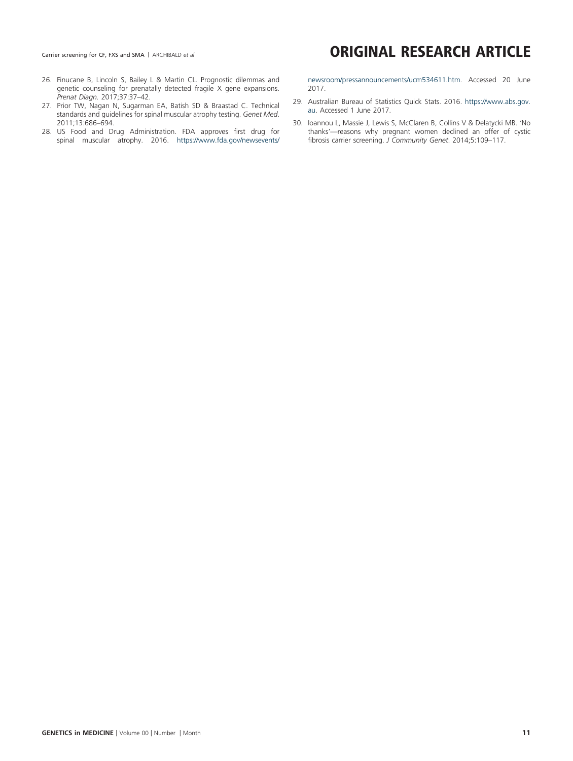26. Finucane B, Lincoln S, Bailey L & Martin CL. Prognostic dilemmas and genetic counseling for prenatally detected fragile X gene expansions. *Prenat Diagn*. 2017;37:37–42.
27. Prior TW, Nagan N, Sugarman EA, Batish SD & Braastad C. Technical standards and guidelines for spinal muscular atrophy testing. *Genet Med*. 2011;13:686–694.
28. US Food and Drug Administration. FDA approves first drug for spinal muscular atrophy. 2016. https://www.fda.gov/newsevents/newsroom/pressannouncements/ucm534611.htm. Accessed 20 June 2017.
29. Australian Bureau of Statistics Quick Stats. 2016. https://www.abs.gov.au. Accessed 1 June 2017.
30. Ioannou L, Massie J, Lewis S, McClaren B, Collins V & Delatycki MB. 'No thanks'—reasons why pregnant women declined an offer of cystic fibrosis carrier screening. *J Community Genet*. 2014;5:109–117.